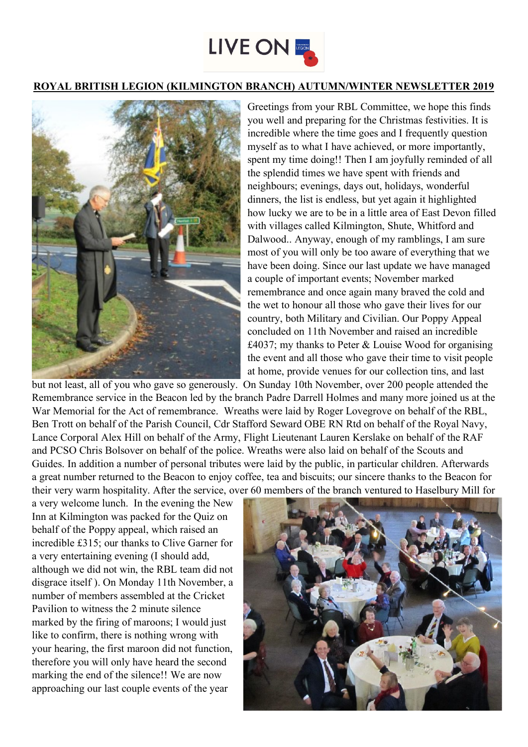LIVE ON

# ROYAL BRITISH LEGION (KILMINGTON BRANCH) AUTUMN/WINTER NEWSLETTER 2019

Greetings from your RBL Committee, we hope this finds you well and preparing for the Christmas festivities. It is incredible where the time goes and I frequently question myself as to what I have achieved, or more importantly, spent my time doing!! Then I am joyfully reminded of all the splendid times we have spent with friends and neighbours; evenings, days out, holidays, wonderful dinners, the list is endless, but yet again it highlighted how lucky we are to be in a little area of East Devon filled with villages called Kilmington, Shute, Whitford and Dalwood.. Anyway, enough of my ramblings, I am sure most of you will only be too aware of everything that we have been doing. Since our last update we have managed a couple of important events; November marked remembrance and once again many braved the cold and the wet to honour all those who gave their lives for our country, both Military and Civilian. Our Poppy Appeal concluded on 11th November and raised an incredible £4037; my thanks to Peter & Louise Wood for organising the event and all those who gave their time to visit people at home, provide venues for our collection tins, and last but not least, all of you who gave so generously. On Sunday 10th November, over 200 people attended the Remembrance service in the Beacon led by the branch Padre Darrell Holmes and many more joined us at the War Memorial for the Act of remembrance. Wreaths were laid by Roger Lovegrove on behalf of the RBL, Ben Trott on behalf of the Parish Council, Cdr Stafford Seward OBE RN Rtd on behalf of the Royal Navy, Lance Corporal Alex Hill on behalf of the Army, Flight Lieutenant Lauren Kerslake on behalf of the RAF and PCSO Chris Bolsover on behalf of the police. Wreaths were also laid on behalf of the Scouts and Guides. In addition a number of personal tributes were laid by the public, in particular children. Afterwards a great number returned to the Beacon to enjoy coffee, tea and biscuits; our sincere thanks to the Beacon for their very warm hospitality. After the service, over 60 members of the branch ventured to Haselbury Mill for a very welcome lunch. In the evening the New Inn at Kilmington was packed for the Quiz on behalf of the Poppy appeal, which raised an incredible £315; our thanks to Clive Garner for a very entertaining evening (I should add, although we did not win, the RBL team did not disgrace itself ). On Monday 11th November, a number of members assembled at the Cricket Pavilion to witness the 2 minute silence marked by the firing of maroons; I would just like to confirm, there is nothing wrong with your hearing, the first maroon did not function, therefore you will only have heard the second marking the end of the silence!! We are now approaching our last couple events of the year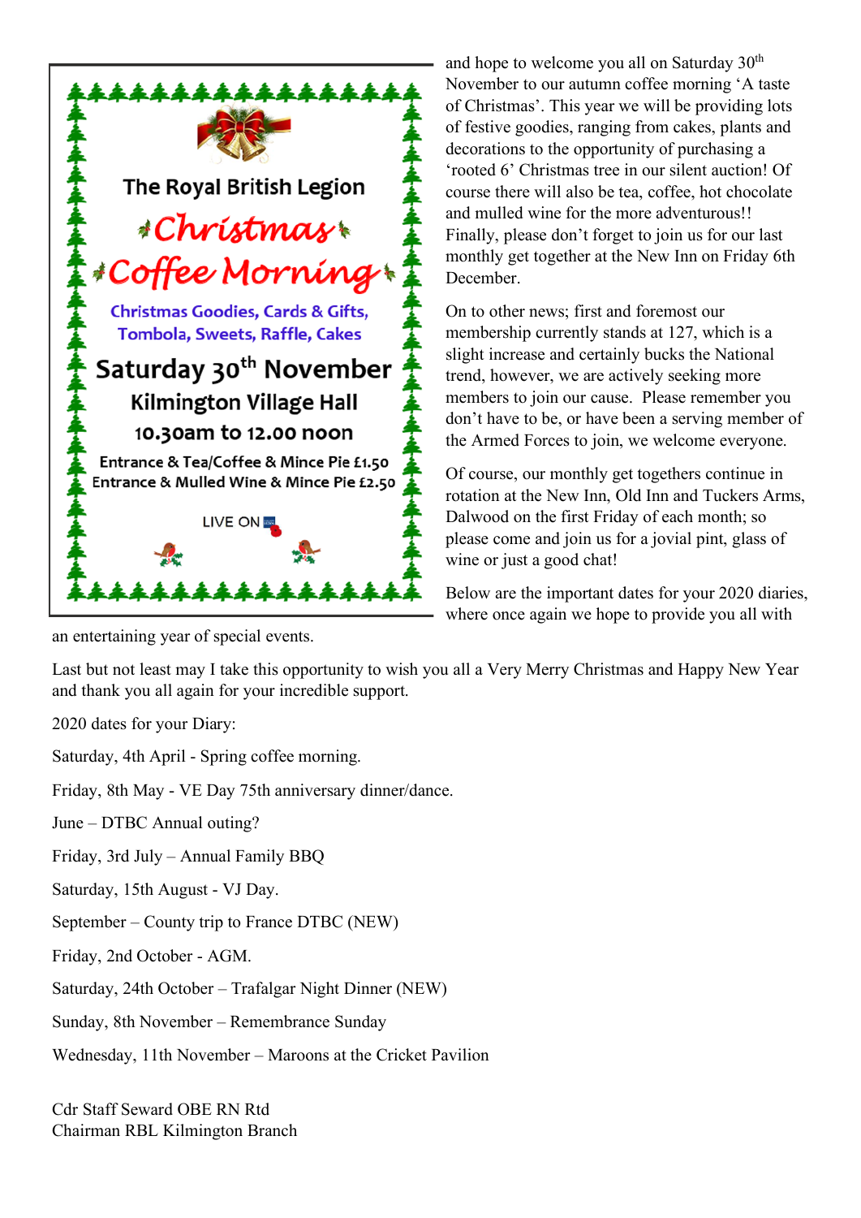The Royal British Legion

**Christmas Coffee Morning**

Christmas Goodies, Cards & Gifts, Tombola, Sweets, Raffle, Cakes

**Saturday 30th November**

**Kilmington Village Hall**

**10.30am to 12.00 noon**

Entrance & Tea/Coffee & Mince Pie £1.50
Entrance & Mulled Wine & Mince Pie £2.50

LIVE ON

and hope to welcome you all on Saturday 30th November to our autumn coffee morning 'A taste of Christmas'. This year we will be providing lots of festive goodies, ranging from cakes, plants and decorations to the opportunity of purchasing a 'rooted 6' Christmas tree in our silent auction! Of course there will also be tea, coffee, hot chocolate and mulled wine for the more adventurous!! Finally, please don't forget to join us for our last monthly get together at the New Inn on Friday 6th December.

On to other news; first and foremost our membership currently stands at 127, which is a slight increase and certainly bucks the National trend, however, we are actively seeking more members to join our cause. Please remember you don't have to be, or have been a serving member of the Armed Forces to join, we welcome everyone.

Of course, our monthly get togethers continue in rotation at the New Inn, Old Inn and Tuckers Arms, Dalwood on the first Friday of each month; so please come and join us for a jovial pint, glass of wine or just a good chat!

Below are the important dates for your 2020 diaries, where once again we hope to provide you all with an entertaining year of special events.

Last but not least may I take this opportunity to wish you all a Very Merry Christmas and Happy New Year and thank you all again for your incredible support.

2020 dates for your Diary:

Saturday, 4th April - Spring coffee morning.

Friday, 8th May - VE Day 75th anniversary dinner/dance.

June – DTBC Annual outing?

Friday, 3rd July – Annual Family BBQ

Saturday, 15th August - VJ Day.

September – County trip to France DTBC (NEW)

Friday, 2nd October - AGM.

Saturday, 24th October – Trafalgar Night Dinner (NEW)

Sunday, 8th November – Remembrance Sunday

Wednesday, 11th November – Maroons at the Cricket Pavilion

Cdr Staff Seward OBE RN Rtd
Chairman RBL Kilmington Branch